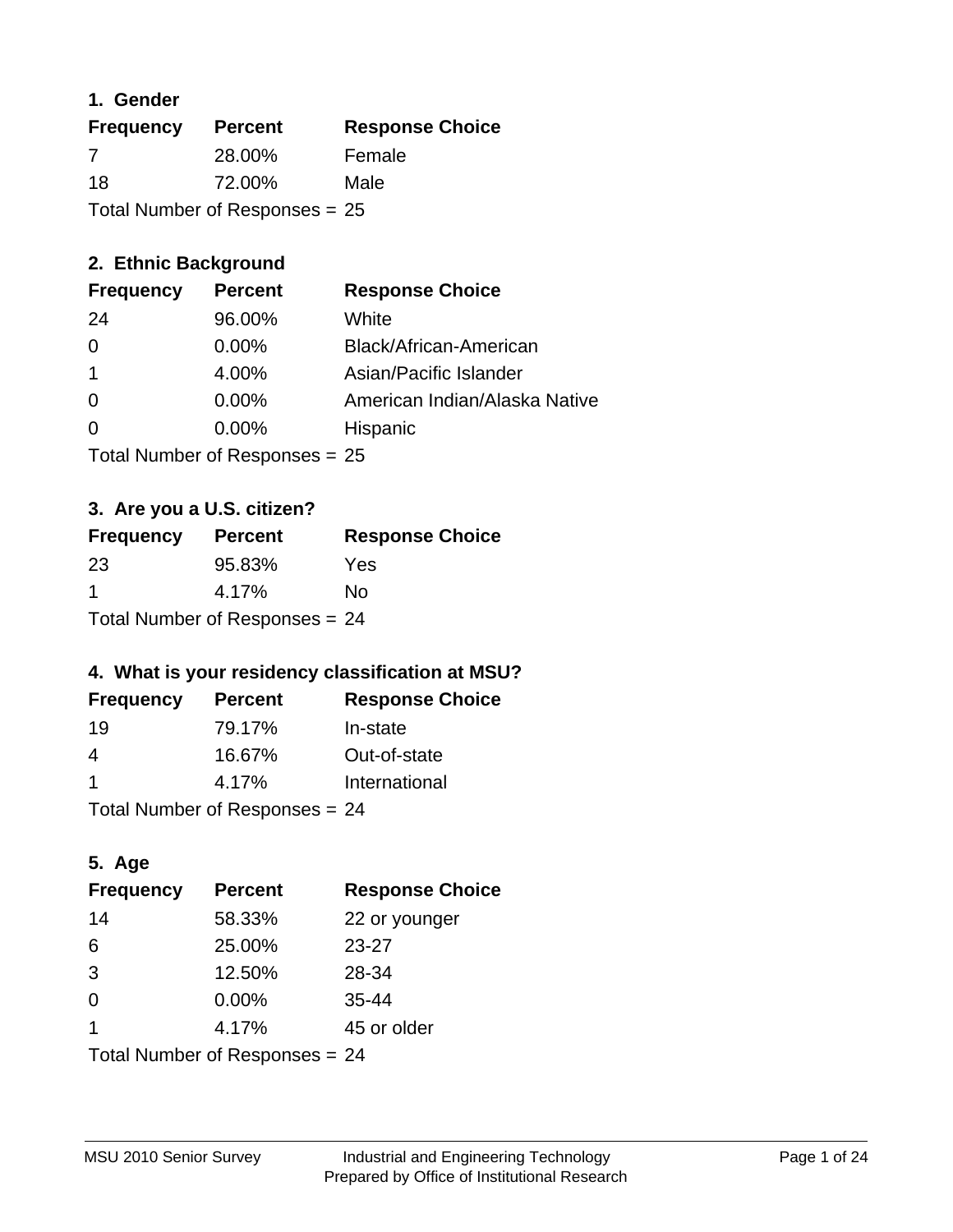### 1. Gender

| Frequency | Percent | Response Choice |
|---|---|---|
| 7 | 28.00% | Female |
| 18 | 72.00% | Male |

Total Number of Responses = 25

### 2. Ethnic Background

| Frequency | Percent | Response Choice |
|---|---|---|
| 24 | 96.00% | White |
| 0 | 0.00% | Black/African-American |
| 1 | 4.00% | Asian/Pacific Islander |
| 0 | 0.00% | American Indian/Alaska Native |
| 0 | 0.00% | Hispanic |

Total Number of Responses = 25

### 3. Are you a U.S. citizen?

| Frequency | Percent | Response Choice |
|---|---|---|
| 23 | 95.83% | Yes |
| 1 | 4.17% | No |

Total Number of Responses = 24

### 4. What is your residency classification at MSU?

| Frequency | Percent | Response Choice |
|---|---|---|
| 19 | 79.17% | In-state |
| 4 | 16.67% | Out-of-state |
| 1 | 4.17% | International |

Total Number of Responses = 24

### 5. Age

| Frequency | Percent | Response Choice |
|---|---|---|
| 14 | 58.33% | 22 or younger |
| 6 | 25.00% | 23-27 |
| 3 | 12.50% | 28-34 |
| 0 | 0.00% | 35-44 |
| 1 | 4.17% | 45 or older |

Total Number of Responses = 24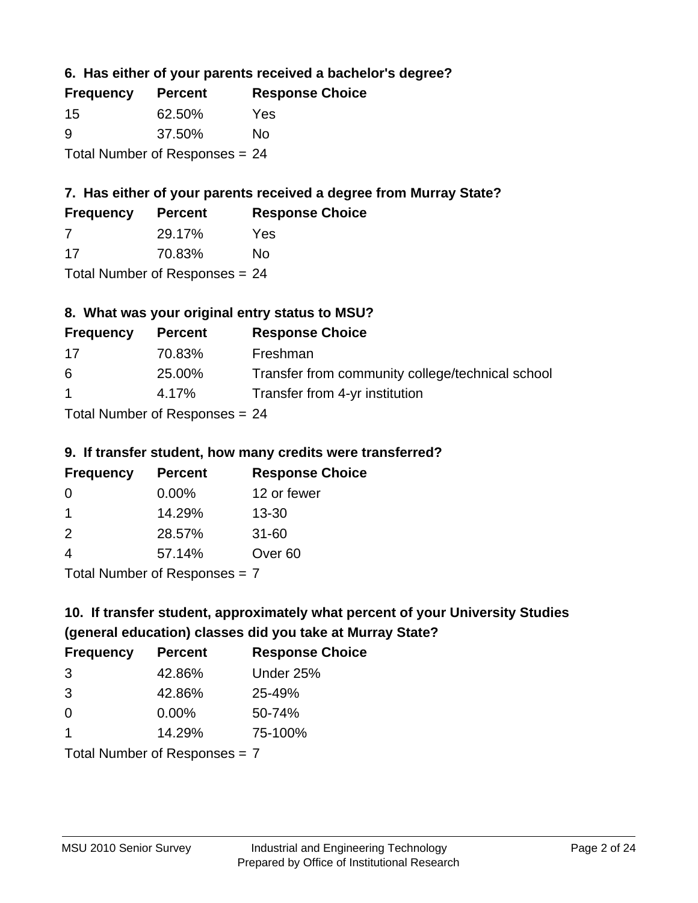### 6. Has either of your parents received a bachelor's degree?

| Frequency | Percent | Response Choice |
|---|---|---|
| 15 | 62.50% | Yes |
| 9 | 37.50% | No |

Total Number of Responses = 24

### 7. Has either of your parents received a degree from Murray State?

| Frequency | Percent | Response Choice |
|---|---|---|
| 7 | 29.17% | Yes |
| 17 | 70.83% | No |

Total Number of Responses = 24

### 8. What was your original entry status to MSU?

| Frequency | Percent | Response Choice |
|---|---|---|
| 17 | 70.83% | Freshman |
| 6 | 25.00% | Transfer from community college/technical school |
| 1 | 4.17% | Transfer from 4-yr institution |

Total Number of Responses = 24

### 9. If transfer student, how many credits were transferred?

| Frequency | Percent | Response Choice |
|---|---|---|
| 0 | 0.00% | 12 or fewer |
| 1 | 14.29% | 13-30 |
| 2 | 28.57% | 31-60 |
| 4 | 57.14% | Over 60 |

Total Number of Responses = 7

### 10. If transfer student, approximately what percent of your University Studies (general education) classes did you take at Murray State?

| Frequency | Percent | Response Choice |
|---|---|---|
| 3 | 42.86% | Under 25% |
| 3 | 42.86% | 25-49% |
| 0 | 0.00% | 50-74% |
| 1 | 14.29% | 75-100% |

Total Number of Responses = 7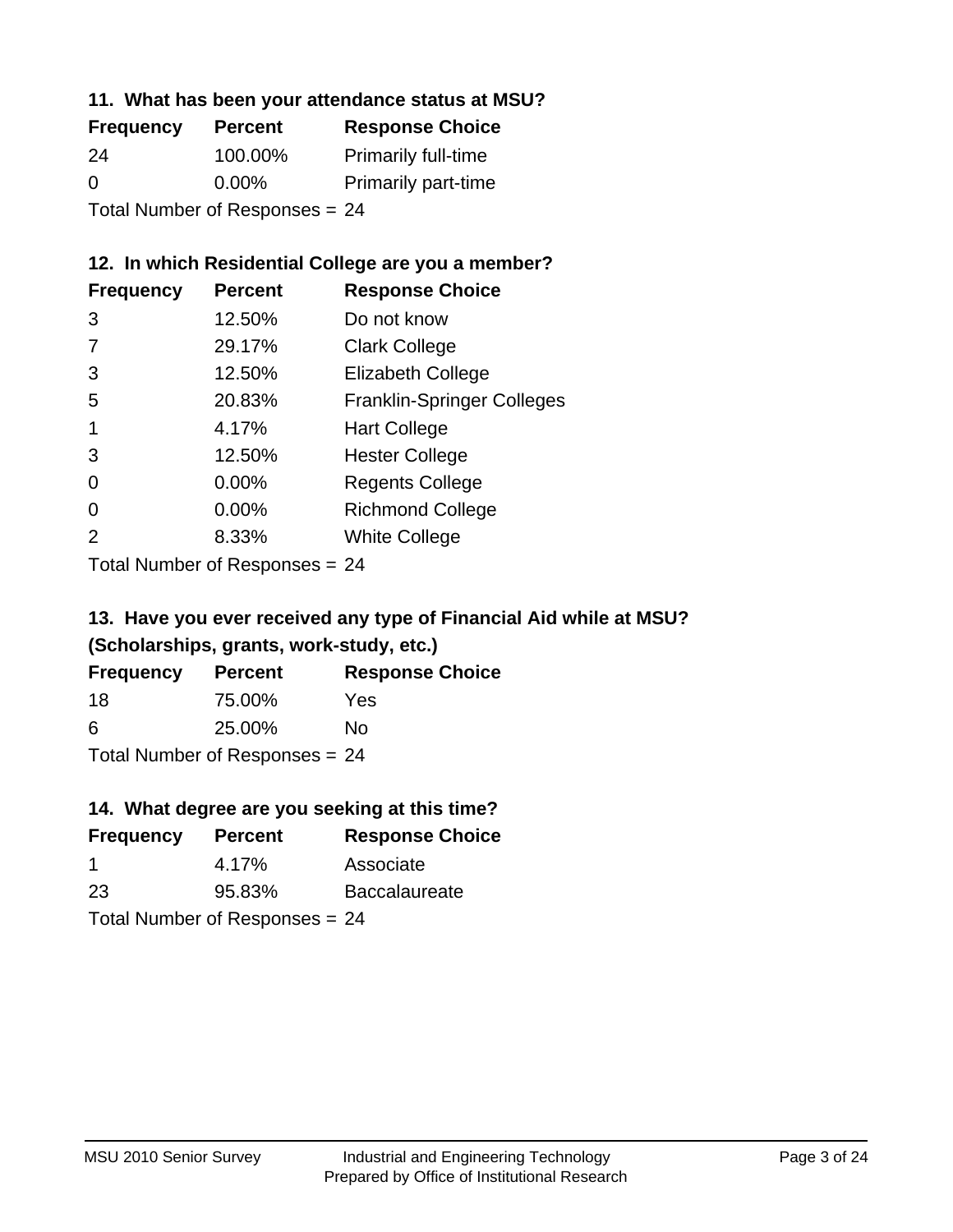### 11. What has been your attendance status at MSU?

| Frequency | Percent | Response Choice |
|---|---|---|
| 24 | 100.00% | Primarily full-time |
| 0 | 0.00% | Primarily part-time |

Total Number of Responses = 24

### 12. In which Residential College are you a member?

| Frequency | Percent | Response Choice |
|---|---|---|
| 3 | 12.50% | Do not know |
| 7 | 29.17% | Clark College |
| 3 | 12.50% | Elizabeth College |
| 5 | 20.83% | Franklin-Springer Colleges |
| 1 | 4.17% | Hart College |
| 3 | 12.50% | Hester College |
| 0 | 0.00% | Regents College |
| 0 | 0.00% | Richmond College |
| 2 | 8.33% | White College |

Total Number of Responses = 24

### 13. Have you ever received any type of Financial Aid while at MSU? (Scholarships, grants, work-study, etc.)

| Frequency | Percent | Response Choice |
|---|---|---|
| 18 | 75.00% | Yes |
| 6 | 25.00% | No |

Total Number of Responses = 24

### 14. What degree are you seeking at this time?

| Frequency | Percent | Response Choice |
|---|---|---|
| 1 | 4.17% | Associate |
| 23 | 95.83% | Baccalaureate |

Total Number of Responses = 24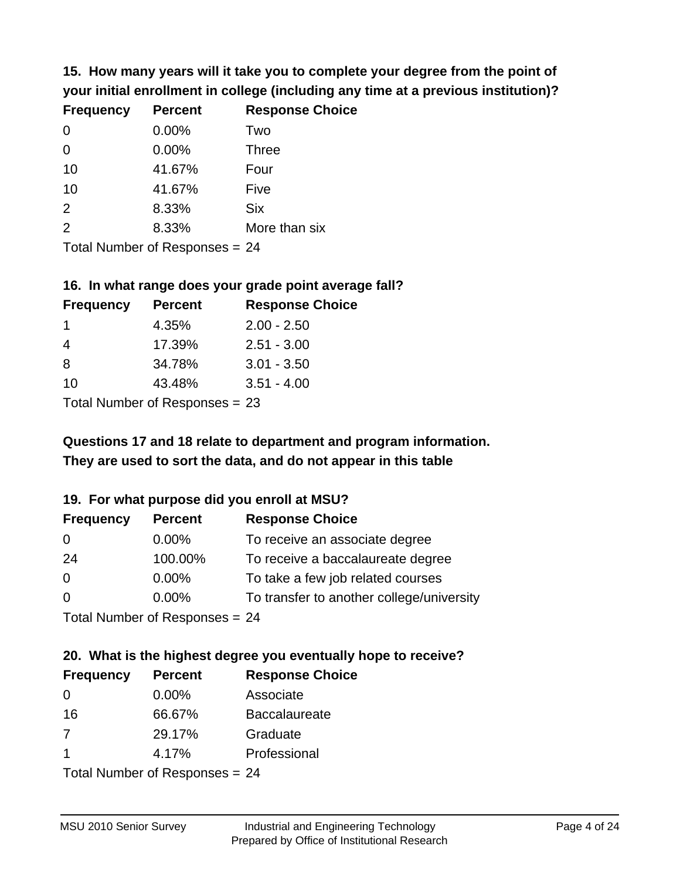**15. How many years will it take you to complete your degree from the point of your initial enrollment in college (including any time at a previous institution)?**

| Frequency | Percent | Response Choice |
|---|---|---|
| 0 | 0.00% | Two |
| 0 | 0.00% | Three |
| 10 | 41.67% | Four |
| 10 | 41.67% | Five |
| 2 | 8.33% | Six |
| 2 | 8.33% | More than six |

Total Number of Responses = 24

**16. In what range does your grade point average fall?**

| Frequency | Percent | Response Choice |
|---|---|---|
| 1 | 4.35% | 2.00 - 2.50 |
| 4 | 17.39% | 2.51 - 3.00 |
| 8 | 34.78% | 3.01 - 3.50 |
| 10 | 43.48% | 3.51 - 4.00 |

Total Number of Responses = 23

**Questions 17 and 18 relate to department and program information. They are used to sort the data, and do not appear in this table**

**19. For what purpose did you enroll at MSU?**

| Frequency | Percent | Response Choice |
|---|---|---|
| 0 | 0.00% | To receive an associate degree |
| 24 | 100.00% | To receive a baccalaureate degree |
| 0 | 0.00% | To take a few job related courses |
| 0 | 0.00% | To transfer to another college/university |

Total Number of Responses = 24

**20. What is the highest degree you eventually hope to receive?**

| Frequency | Percent | Response Choice |
|---|---|---|
| 0 | 0.00% | Associate |
| 16 | 66.67% | Baccalaureate |
| 7 | 29.17% | Graduate |
| 1 | 4.17% | Professional |

Total Number of Responses = 24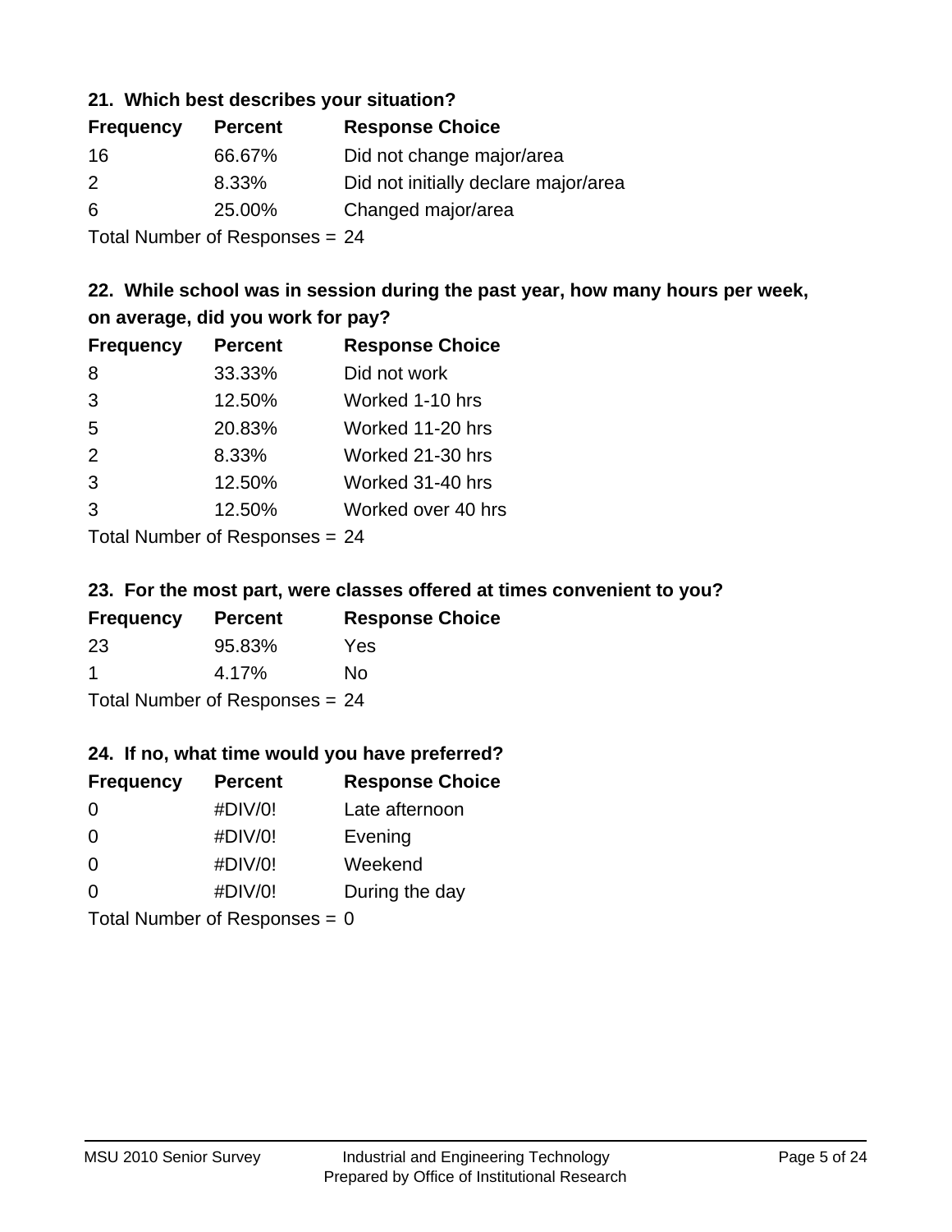### 21. Which best describes your situation?

| Frequency | Percent | Response Choice |
|---|---|---|
| 16 | 66.67% | Did not change major/area |
| 2 | 8.33% | Did not initially declare major/area |
| 6 | 25.00% | Changed major/area |

Total Number of Responses = 24

### 22. While school was in session during the past year, how many hours per week, on average, did you work for pay?

| Frequency | Percent | Response Choice |
|---|---|---|
| 8 | 33.33% | Did not work |
| 3 | 12.50% | Worked 1-10 hrs |
| 5 | 20.83% | Worked 11-20 hrs |
| 2 | 8.33% | Worked 21-30 hrs |
| 3 | 12.50% | Worked 31-40 hrs |
| 3 | 12.50% | Worked over 40 hrs |

Total Number of Responses = 24

### 23. For the most part, were classes offered at times convenient to you?

| Frequency | Percent | Response Choice |
|---|---|---|
| 23 | 95.83% | Yes |
| 1 | 4.17% | No |

Total Number of Responses = 24

### 24. If no, what time would you have preferred?

| Frequency | Percent | Response Choice |
|---|---|---|
| 0 | #DIV/0! | Late afternoon |
| 0 | #DIV/0! | Evening |
| 0 | #DIV/0! | Weekend |
| 0 | #DIV/0! | During the day |

Total Number of Responses = 0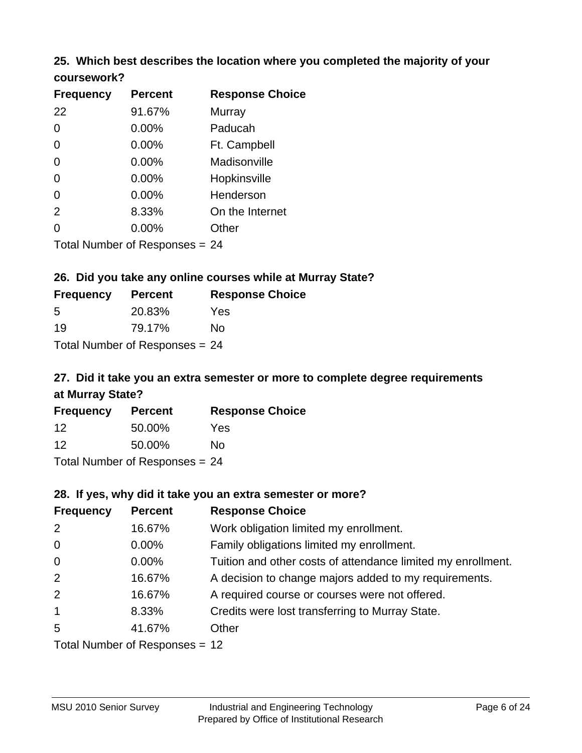### 25. Which best describes the location where you completed the majority of your coursework?

| Frequency | Percent | Response Choice |
|---|---|---|
| 22 | 91.67% | Murray |
| 0 | 0.00% | Paducah |
| 0 | 0.00% | Ft. Campbell |
| 0 | 0.00% | Madisonville |
| 0 | 0.00% | Hopkinsville |
| 0 | 0.00% | Henderson |
| 2 | 8.33% | On the Internet |
| 0 | 0.00% | Other |

Total Number of Responses = 24

### 26. Did you take any online courses while at Murray State?

| Frequency | Percent | Response Choice |
|---|---|---|
| 5 | 20.83% | Yes |
| 19 | 79.17% | No |

Total Number of Responses = 24

### 27. Did it take you an extra semester or more to complete degree requirements at Murray State?

| Frequency | Percent | Response Choice |
|---|---|---|
| 12 | 50.00% | Yes |
| 12 | 50.00% | No |

Total Number of Responses = 24

### 28. If yes, why did it take you an extra semester or more?

| Frequency | Percent | Response Choice |
|---|---|---|
| 2 | 16.67% | Work obligation limited my enrollment. |
| 0 | 0.00% | Family obligations limited my enrollment. |
| 0 | 0.00% | Tuition and other costs of attendance limited my enrollment. |
| 2 | 16.67% | A decision to change majors added to my requirements. |
| 2 | 16.67% | A required course or courses were not offered. |
| 1 | 8.33% | Credits were lost transferring to Murray State. |
| 5 | 41.67% | Other |

Total Number of Responses = 12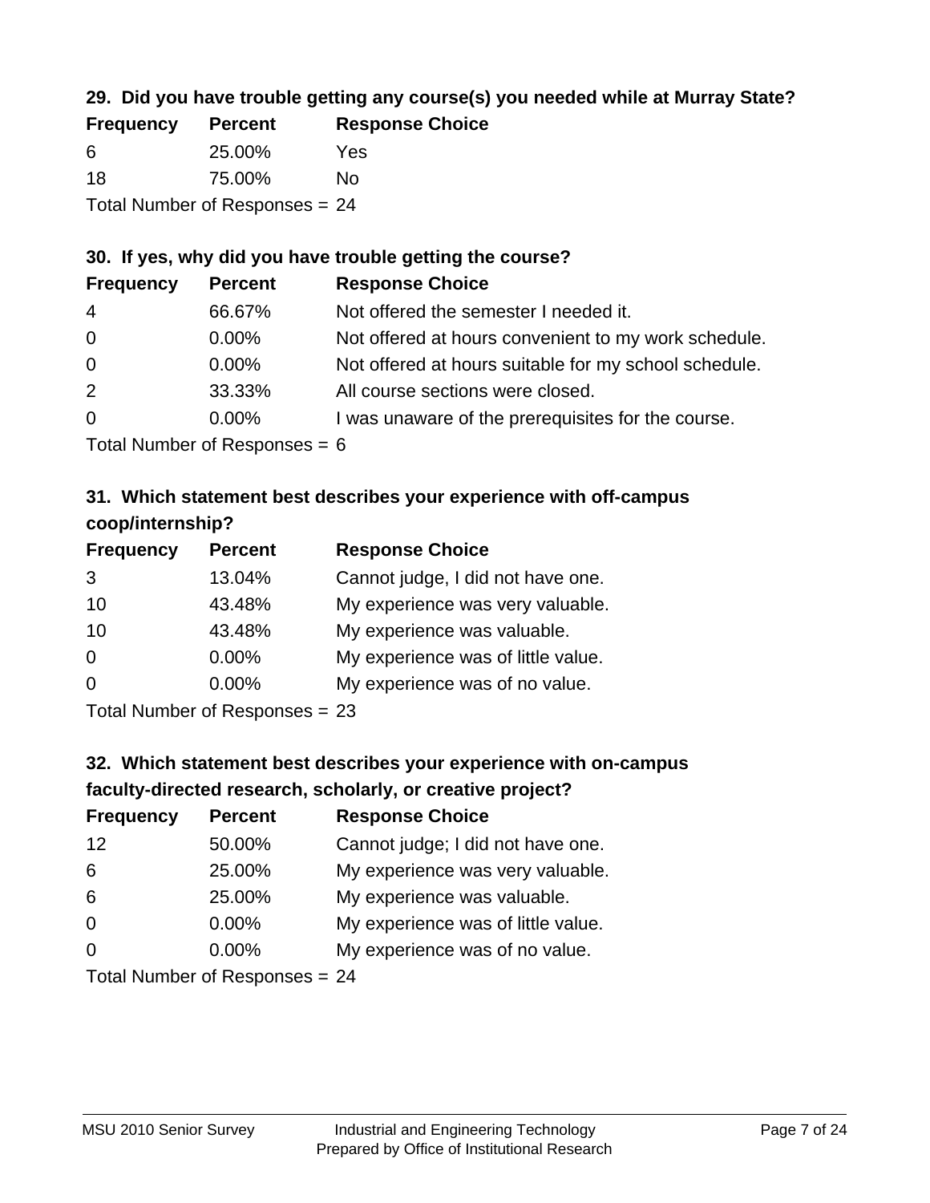**29. Did you have trouble getting any course(s) you needed while at Murray State?**

| Frequency | Percent | Response Choice |
|---|---|---|
| 6 | 25.00% | Yes |
| 18 | 75.00% | No |

Total Number of Responses = 24

**30. If yes, why did you have trouble getting the course?**

| Frequency | Percent | Response Choice |
|---|---|---|
| 4 | 66.67% | Not offered the semester I needed it. |
| 0 | 0.00% | Not offered at hours convenient to my work schedule. |
| 0 | 0.00% | Not offered at hours suitable for my school schedule. |
| 2 | 33.33% | All course sections were closed. |
| 0 | 0.00% | I was unaware of the prerequisites for the course. |

Total Number of Responses = 6

**31. Which statement best describes your experience with off-campus coop/internship?**

| Frequency | Percent | Response Choice |
|---|---|---|
| 3 | 13.04% | Cannot judge, I did not have one. |
| 10 | 43.48% | My experience was very valuable. |
| 10 | 43.48% | My experience was valuable. |
| 0 | 0.00% | My experience was of little value. |
| 0 | 0.00% | My experience was of no value. |

Total Number of Responses = 23

**32. Which statement best describes your experience with on-campus faculty-directed research, scholarly, or creative project?**

| Frequency | Percent | Response Choice |
|---|---|---|
| 12 | 50.00% | Cannot judge; I did not have one. |
| 6 | 25.00% | My experience was very valuable. |
| 6 | 25.00% | My experience was valuable. |
| 0 | 0.00% | My experience was of little value. |
| 0 | 0.00% | My experience was of no value. |

Total Number of Responses = 24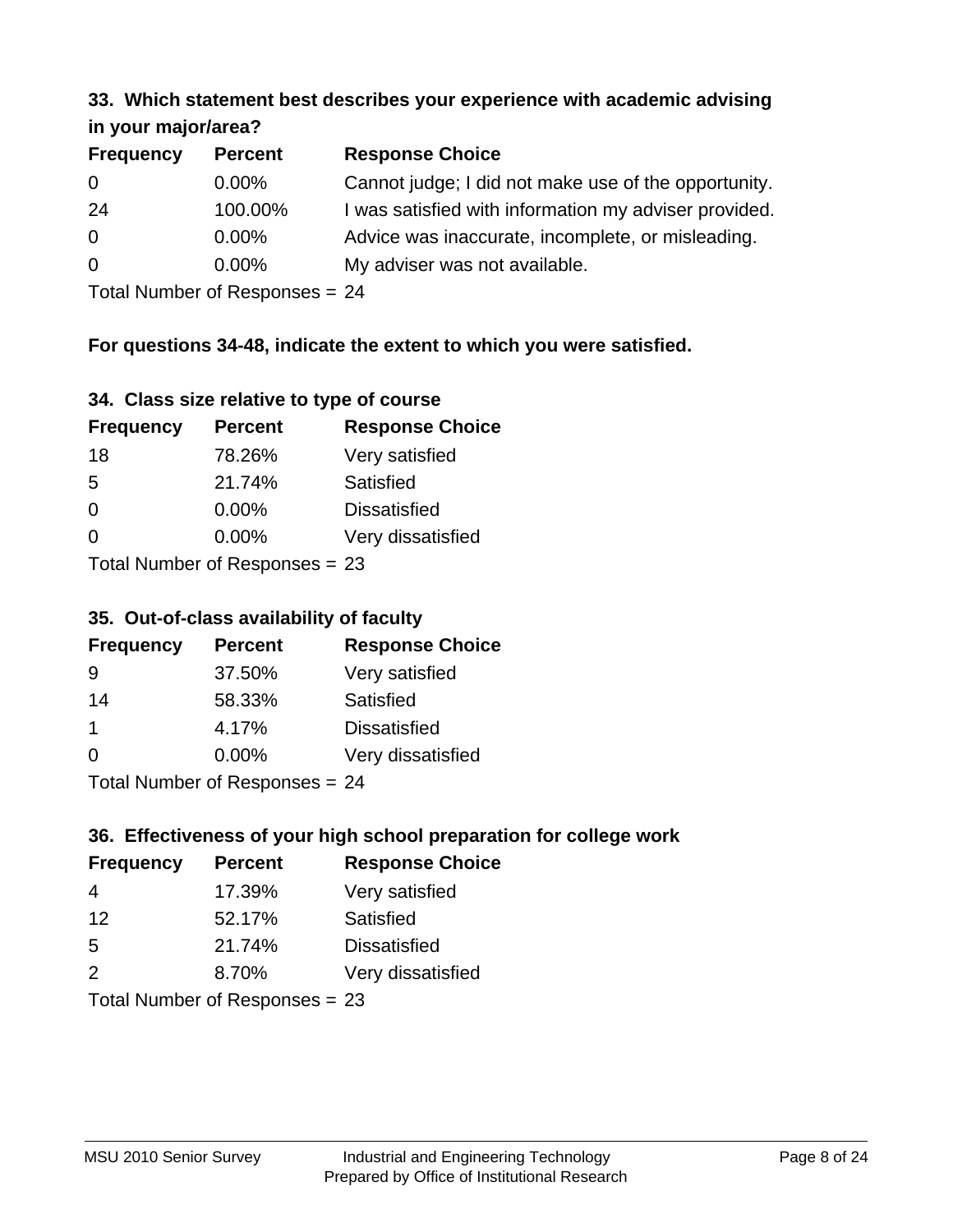### 33. Which statement best describes your experience with academic advising in your major/area?

| Frequency | Percent | Response Choice |
|---|---|---|
| 0 | 0.00% | Cannot judge; I did not make use of the opportunity. |
| 24 | 100.00% | I was satisfied with information my adviser provided. |
| 0 | 0.00% | Advice was inaccurate, incomplete, or misleading. |
| 0 | 0.00% | My adviser was not available. |

Total Number of Responses = 24

**For questions 34-48, indicate the extent to which you were satisfied.**

### 34. Class size relative to type of course

| Frequency | Percent | Response Choice |
|---|---|---|
| 18 | 78.26% | Very satisfied |
| 5 | 21.74% | Satisfied |
| 0 | 0.00% | Dissatisfied |
| 0 | 0.00% | Very dissatisfied |

Total Number of Responses = 23

### 35. Out-of-class availability of faculty

| Frequency | Percent | Response Choice |
|---|---|---|
| 9 | 37.50% | Very satisfied |
| 14 | 58.33% | Satisfied |
| 1 | 4.17% | Dissatisfied |
| 0 | 0.00% | Very dissatisfied |

Total Number of Responses = 24

### 36. Effectiveness of your high school preparation for college work

| Frequency | Percent | Response Choice |
|---|---|---|
| 4 | 17.39% | Very satisfied |
| 12 | 52.17% | Satisfied |
| 5 | 21.74% | Dissatisfied |
| 2 | 8.70% | Very dissatisfied |

Total Number of Responses = 23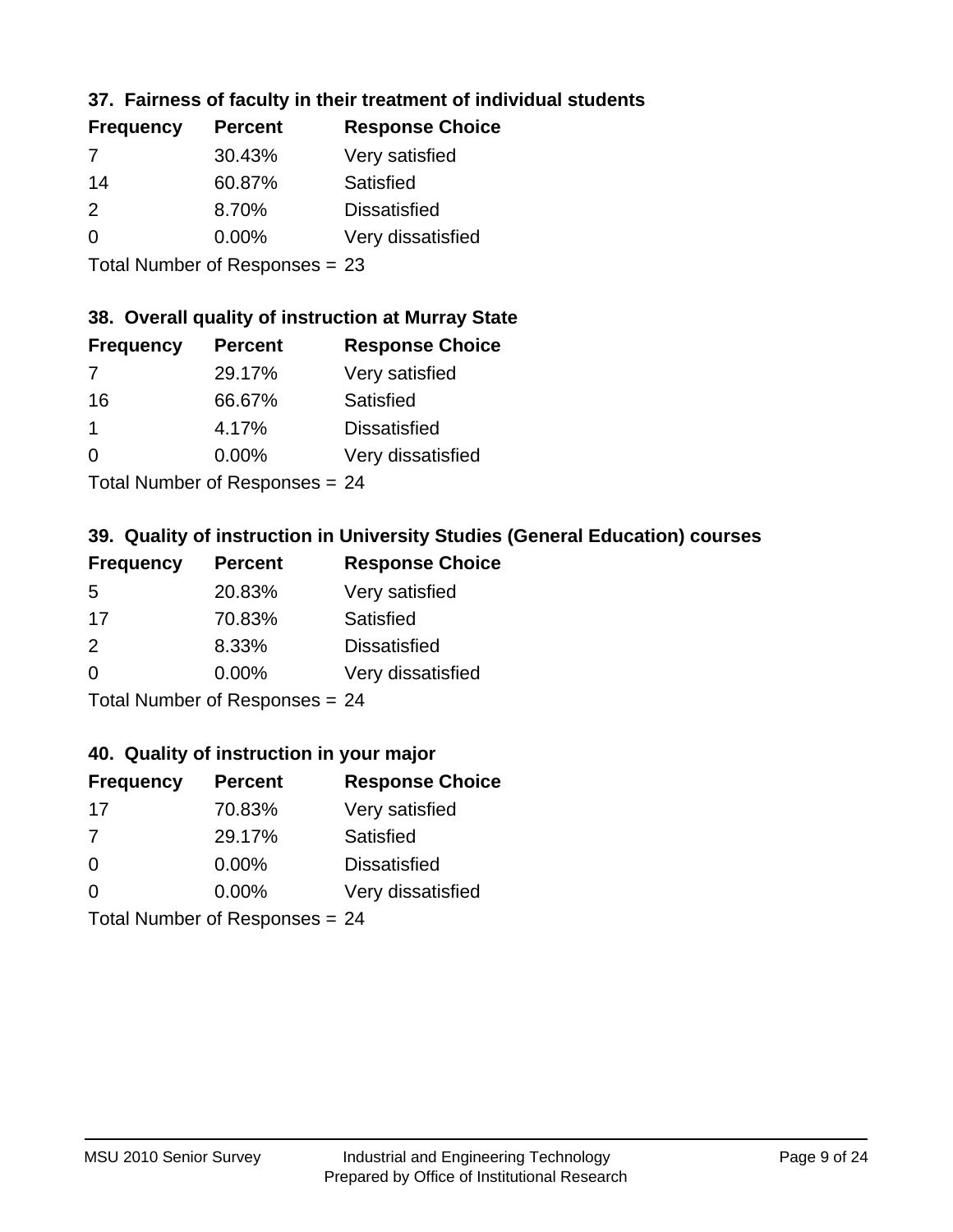### 37. Fairness of faculty in their treatment of individual students

| Frequency | Percent | Response Choice |
|---|---|---|
| 7 | 30.43% | Very satisfied |
| 14 | 60.87% | Satisfied |
| 2 | 8.70% | Dissatisfied |
| 0 | 0.00% | Very dissatisfied |

Total Number of Responses = 23

### 38. Overall quality of instruction at Murray State

| Frequency | Percent | Response Choice |
|---|---|---|
| 7 | 29.17% | Very satisfied |
| 16 | 66.67% | Satisfied |
| 1 | 4.17% | Dissatisfied |
| 0 | 0.00% | Very dissatisfied |

Total Number of Responses = 24

### 39. Quality of instruction in University Studies (General Education) courses

| Frequency | Percent | Response Choice |
|---|---|---|
| 5 | 20.83% | Very satisfied |
| 17 | 70.83% | Satisfied |
| 2 | 8.33% | Dissatisfied |
| 0 | 0.00% | Very dissatisfied |

Total Number of Responses = 24

### 40. Quality of instruction in your major

| Frequency | Percent | Response Choice |
|---|---|---|
| 17 | 70.83% | Very satisfied |
| 7 | 29.17% | Satisfied |
| 0 | 0.00% | Dissatisfied |
| 0 | 0.00% | Very dissatisfied |

Total Number of Responses = 24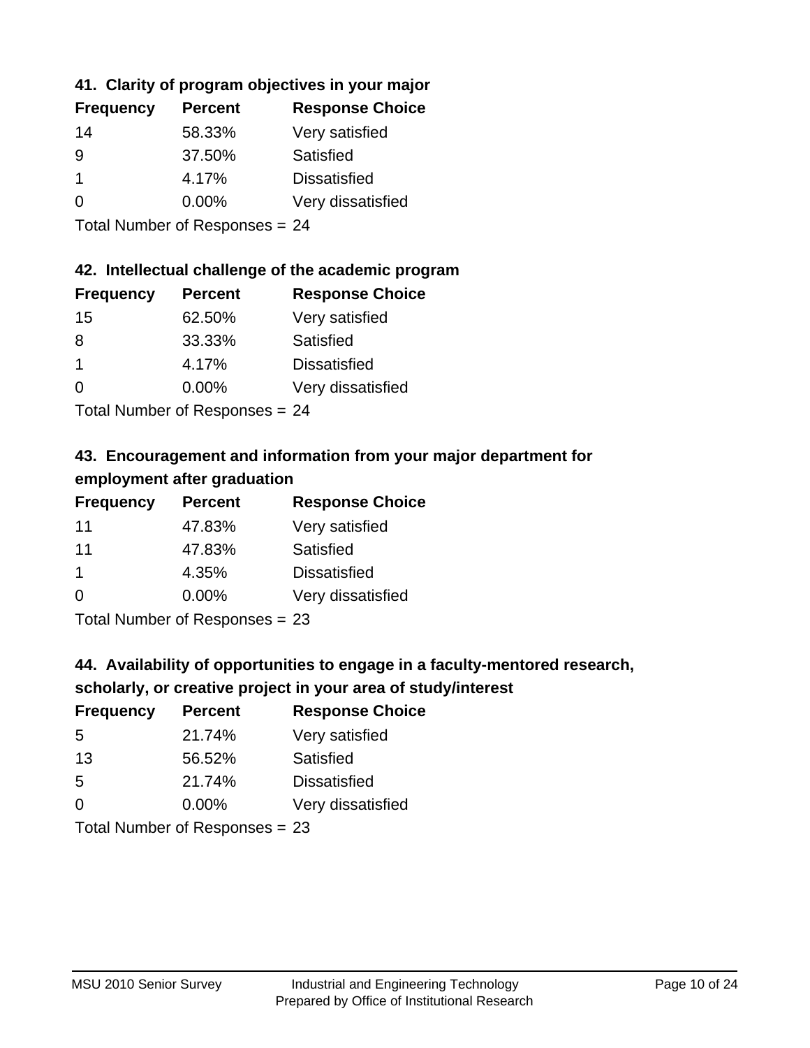### 41. Clarity of program objectives in your major

| Frequency | Percent | Response Choice |
| --- | --- | --- |
| 14 | 58.33% | Very satisfied |
| 9 | 37.50% | Satisfied |
| 1 | 4.17% | Dissatisfied |
| 0 | 0.00% | Very dissatisfied |

Total Number of Responses = 24

### 42. Intellectual challenge of the academic program

| Frequency | Percent | Response Choice |
| --- | --- | --- |
| 15 | 62.50% | Very satisfied |
| 8 | 33.33% | Satisfied |
| 1 | 4.17% | Dissatisfied |
| 0 | 0.00% | Very dissatisfied |

Total Number of Responses = 24

### 43. Encouragement and information from your major department for employment after graduation

| Frequency | Percent | Response Choice |
| --- | --- | --- |
| 11 | 47.83% | Very satisfied |
| 11 | 47.83% | Satisfied |
| 1 | 4.35% | Dissatisfied |
| 0 | 0.00% | Very dissatisfied |

Total Number of Responses = 23

### 44. Availability of opportunities to engage in a faculty-mentored research, scholarly, or creative project in your area of study/interest

| Frequency | Percent | Response Choice |
| --- | --- | --- |
| 5 | 21.74% | Very satisfied |
| 13 | 56.52% | Satisfied |
| 5 | 21.74% | Dissatisfied |
| 0 | 0.00% | Very dissatisfied |

Total Number of Responses = 23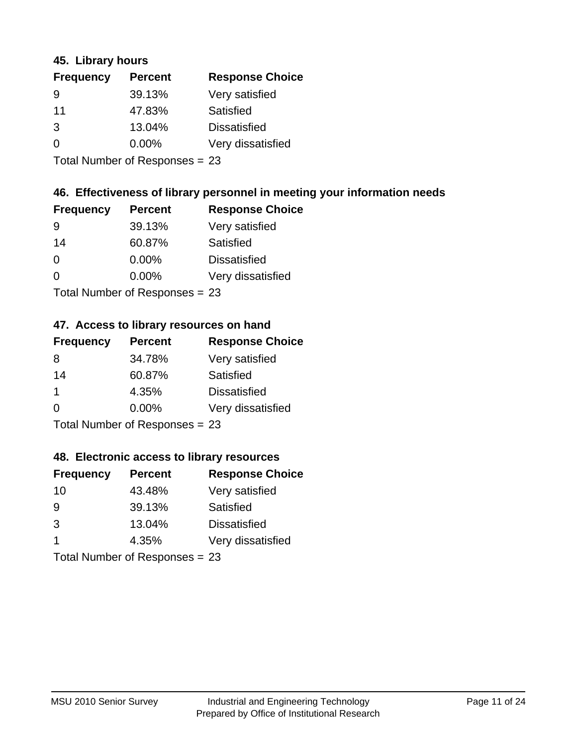### 45. Library hours

| Frequency | Percent | Response Choice |
|---|---|---|
| 9 | 39.13% | Very satisfied |
| 11 | 47.83% | Satisfied |
| 3 | 13.04% | Dissatisfied |
| 0 | 0.00% | Very dissatisfied |

Total Number of Responses = 23

### 46. Effectiveness of library personnel in meeting your information needs

| Frequency | Percent | Response Choice |
|---|---|---|
| 9 | 39.13% | Very satisfied |
| 14 | 60.87% | Satisfied |
| 0 | 0.00% | Dissatisfied |
| 0 | 0.00% | Very dissatisfied |

Total Number of Responses = 23

### 47. Access to library resources on hand

| Frequency | Percent | Response Choice |
|---|---|---|
| 8 | 34.78% | Very satisfied |
| 14 | 60.87% | Satisfied |
| 1 | 4.35% | Dissatisfied |
| 0 | 0.00% | Very dissatisfied |

Total Number of Responses = 23

### 48. Electronic access to library resources

| Frequency | Percent | Response Choice |
|---|---|---|
| 10 | 43.48% | Very satisfied |
| 9 | 39.13% | Satisfied |
| 3 | 13.04% | Dissatisfied |
| 1 | 4.35% | Very dissatisfied |

Total Number of Responses = 23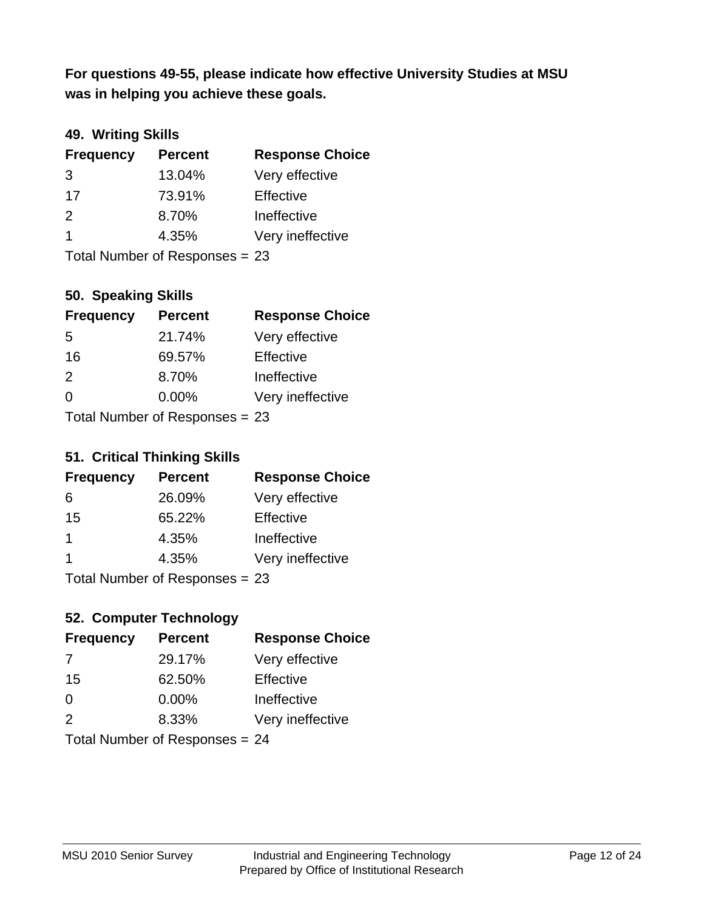**For questions 49-55, please indicate how effective University Studies at MSU was in helping you achieve these goals.**

### 49. Writing Skills

| Frequency | Percent | Response Choice |
|---|---|---|
| 3 | 13.04% | Very effective |
| 17 | 73.91% | Effective |
| 2 | 8.70% | Ineffective |
| 1 | 4.35% | Very ineffective |

Total Number of Responses = 23

### 50. Speaking Skills

| Frequency | Percent | Response Choice |
|---|---|---|
| 5 | 21.74% | Very effective |
| 16 | 69.57% | Effective |
| 2 | 8.70% | Ineffective |
| 0 | 0.00% | Very ineffective |

Total Number of Responses = 23

### 51. Critical Thinking Skills

| Frequency | Percent | Response Choice |
|---|---|---|
| 6 | 26.09% | Very effective |
| 15 | 65.22% | Effective |
| 1 | 4.35% | Ineffective |
| 1 | 4.35% | Very ineffective |

Total Number of Responses = 23

### 52. Computer Technology

| Frequency | Percent | Response Choice |
|---|---|---|
| 7 | 29.17% | Very effective |
| 15 | 62.50% | Effective |
| 0 | 0.00% | Ineffective |
| 2 | 8.33% | Very ineffective |

Total Number of Responses = 24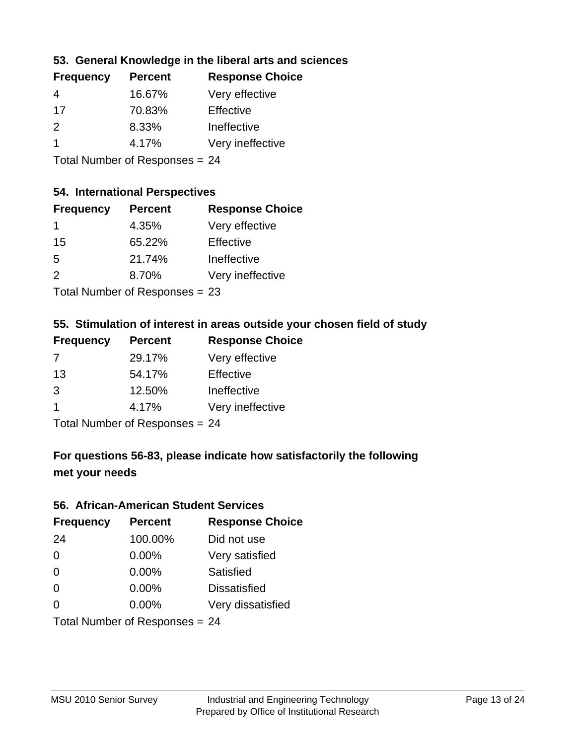### 53. General Knowledge in the liberal arts and sciences

| Frequency | Percent | Response Choice |
|---|---|---|
| 4 | 16.67% | Very effective |
| 17 | 70.83% | Effective |
| 2 | 8.33% | Ineffective |
| 1 | 4.17% | Very ineffective |

Total Number of Responses = 24

### 54. International Perspectives

| Frequency | Percent | Response Choice |
|---|---|---|
| 1 | 4.35% | Very effective |
| 15 | 65.22% | Effective |
| 5 | 21.74% | Ineffective |
| 2 | 8.70% | Very ineffective |

Total Number of Responses = 23

### 55. Stimulation of interest in areas outside your chosen field of study

| Frequency | Percent | Response Choice |
|---|---|---|
| 7 | 29.17% | Very effective |
| 13 | 54.17% | Effective |
| 3 | 12.50% | Ineffective |
| 1 | 4.17% | Very ineffective |

Total Number of Responses = 24

## For questions 56-83, please indicate how satisfactorily the following met your needs

### 56. African-American Student Services

| Frequency | Percent | Response Choice |
|---|---|---|
| 24 | 100.00% | Did not use |
| 0 | 0.00% | Very satisfied |
| 0 | 0.00% | Satisfied |
| 0 | 0.00% | Dissatisfied |
| 0 | 0.00% | Very dissatisfied |

Total Number of Responses = 24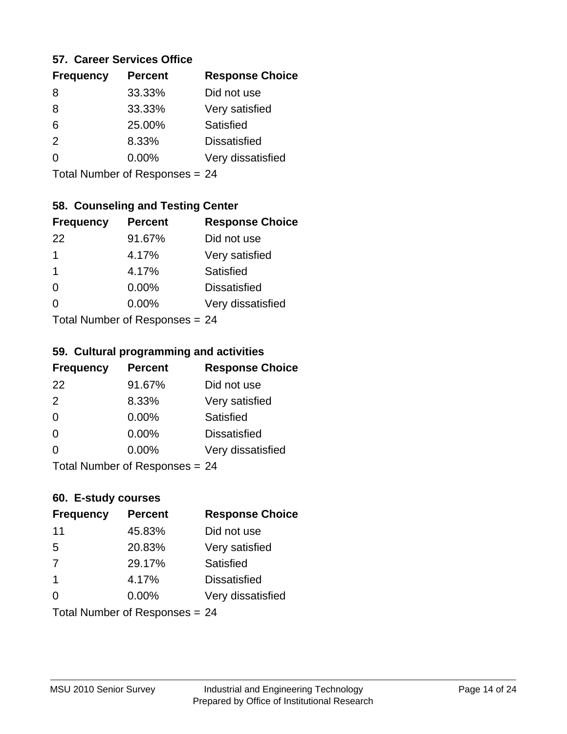### 57. Career Services Office

| Frequency | Percent | Response Choice |
|---|---|---|
| 8 | 33.33% | Did not use |
| 8 | 33.33% | Very satisfied |
| 6 | 25.00% | Satisfied |
| 2 | 8.33% | Dissatisfied |
| 0 | 0.00% | Very dissatisfied |

Total Number of Responses = 24

### 58. Counseling and Testing Center

| Frequency | Percent | Response Choice |
|---|---|---|
| 22 | 91.67% | Did not use |
| 1 | 4.17% | Very satisfied |
| 1 | 4.17% | Satisfied |
| 0 | 0.00% | Dissatisfied |
| 0 | 0.00% | Very dissatisfied |

Total Number of Responses = 24

### 59. Cultural programming and activities

| Frequency | Percent | Response Choice |
|---|---|---|
| 22 | 91.67% | Did not use |
| 2 | 8.33% | Very satisfied |
| 0 | 0.00% | Satisfied |
| 0 | 0.00% | Dissatisfied |
| 0 | 0.00% | Very dissatisfied |

Total Number of Responses = 24

### 60. E-study courses

| Frequency | Percent | Response Choice |
|---|---|---|
| 11 | 45.83% | Did not use |
| 5 | 20.83% | Very satisfied |
| 7 | 29.17% | Satisfied |
| 1 | 4.17% | Dissatisfied |
| 0 | 0.00% | Very dissatisfied |

Total Number of Responses = 24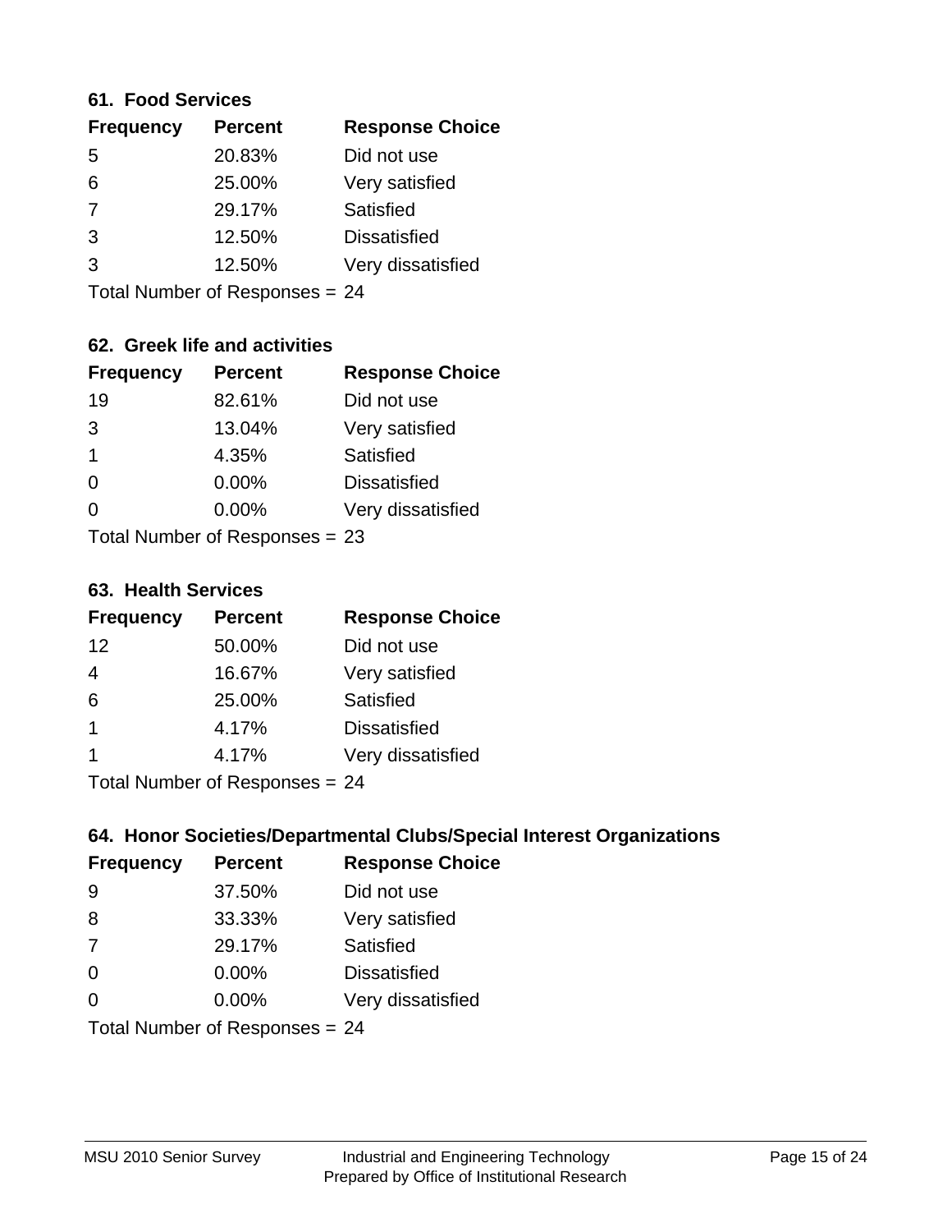### 61. Food Services

| Frequency | Percent | Response Choice |
|---|---|---|
| 5 | 20.83% | Did not use |
| 6 | 25.00% | Very satisfied |
| 7 | 29.17% | Satisfied |
| 3 | 12.50% | Dissatisfied |
| 3 | 12.50% | Very dissatisfied |

Total Number of Responses = 24

### 62. Greek life and activities

| Frequency | Percent | Response Choice |
|---|---|---|
| 19 | 82.61% | Did not use |
| 3 | 13.04% | Very satisfied |
| 1 | 4.35% | Satisfied |
| 0 | 0.00% | Dissatisfied |
| 0 | 0.00% | Very dissatisfied |

Total Number of Responses = 23

### 63. Health Services

| Frequency | Percent | Response Choice |
|---|---|---|
| 12 | 50.00% | Did not use |
| 4 | 16.67% | Very satisfied |
| 6 | 25.00% | Satisfied |
| 1 | 4.17% | Dissatisfied |
| 1 | 4.17% | Very dissatisfied |

Total Number of Responses = 24

### 64. Honor Societies/Departmental Clubs/Special Interest Organizations

| Frequency | Percent | Response Choice |
|---|---|---|
| 9 | 37.50% | Did not use |
| 8 | 33.33% | Very satisfied |
| 7 | 29.17% | Satisfied |
| 0 | 0.00% | Dissatisfied |
| 0 | 0.00% | Very dissatisfied |

Total Number of Responses = 24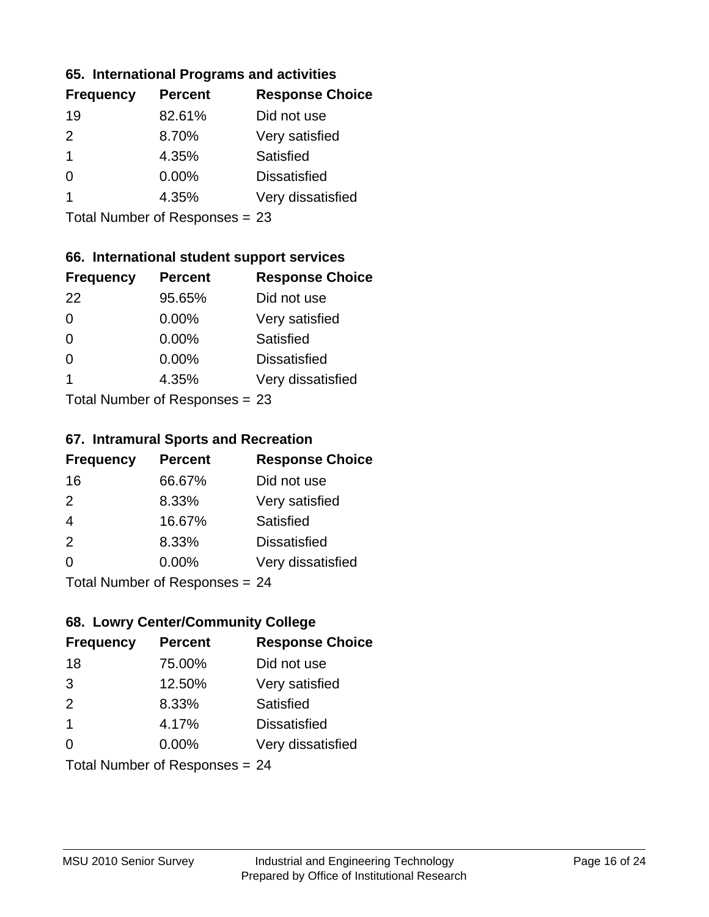### 65. International Programs and activities

| Frequency | Percent | Response Choice |
|---|---|---|
| 19 | 82.61% | Did not use |
| 2 | 8.70% | Very satisfied |
| 1 | 4.35% | Satisfied |
| 0 | 0.00% | Dissatisfied |
| 1 | 4.35% | Very dissatisfied |

Total Number of Responses = 23

### 66. International student support services

| Frequency | Percent | Response Choice |
|---|---|---|
| 22 | 95.65% | Did not use |
| 0 | 0.00% | Very satisfied |
| 0 | 0.00% | Satisfied |
| 0 | 0.00% | Dissatisfied |
| 1 | 4.35% | Very dissatisfied |

Total Number of Responses = 23

### 67. Intramural Sports and Recreation

| Frequency | Percent | Response Choice |
|---|---|---|
| 16 | 66.67% | Did not use |
| 2 | 8.33% | Very satisfied |
| 4 | 16.67% | Satisfied |
| 2 | 8.33% | Dissatisfied |
| 0 | 0.00% | Very dissatisfied |

Total Number of Responses = 24

### 68. Lowry Center/Community College

| Frequency | Percent | Response Choice |
|---|---|---|
| 18 | 75.00% | Did not use |
| 3 | 12.50% | Very satisfied |
| 2 | 8.33% | Satisfied |
| 1 | 4.17% | Dissatisfied |
| 0 | 0.00% | Very dissatisfied |

Total Number of Responses = 24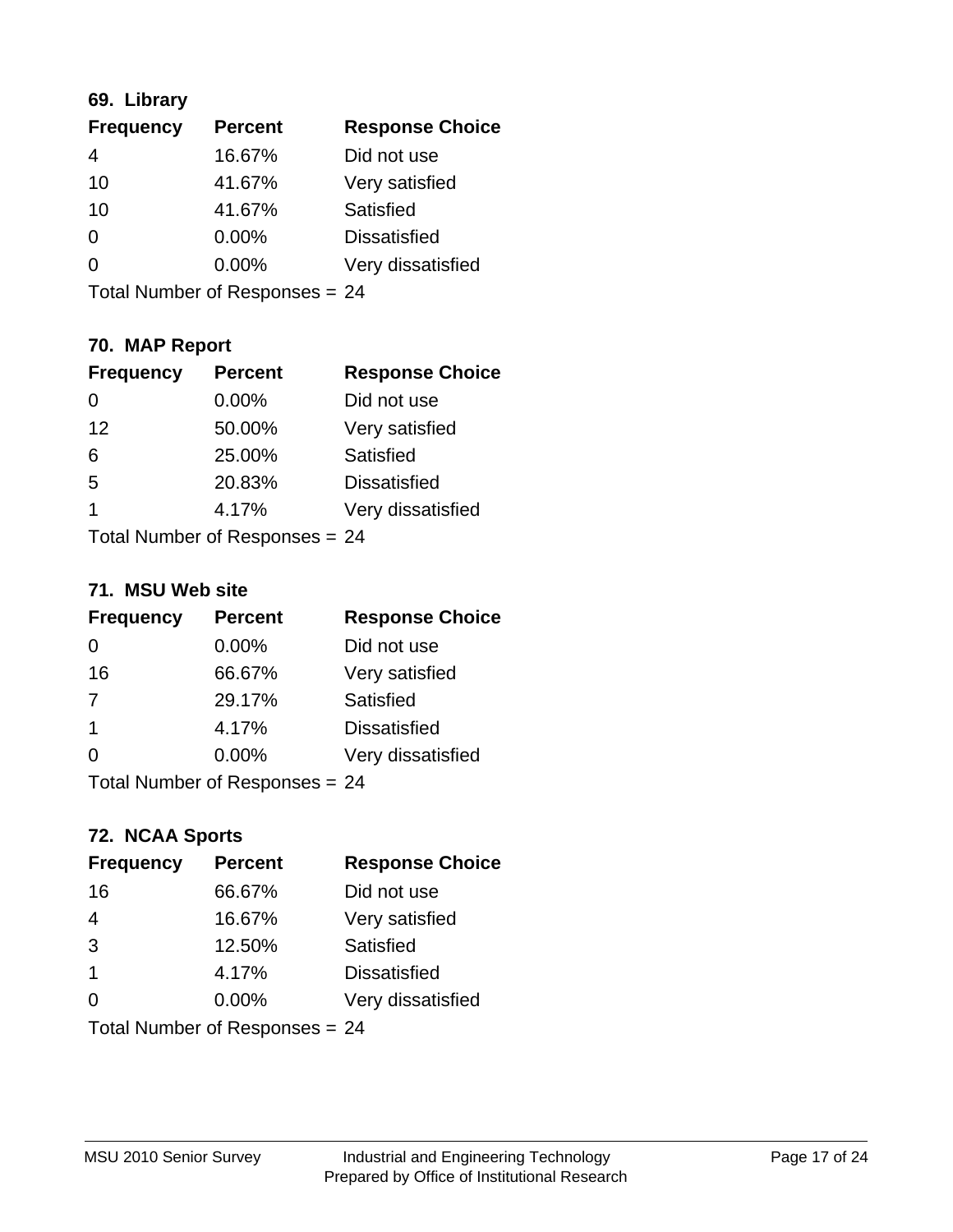### 69. Library

| Frequency | Percent | Response Choice |
|---|---|---|
| 4 | 16.67% | Did not use |
| 10 | 41.67% | Very satisfied |
| 10 | 41.67% | Satisfied |
| 0 | 0.00% | Dissatisfied |
| 0 | 0.00% | Very dissatisfied |

Total Number of Responses = 24

### 70. MAP Report

| Frequency | Percent | Response Choice |
|---|---|---|
| 0 | 0.00% | Did not use |
| 12 | 50.00% | Very satisfied |
| 6 | 25.00% | Satisfied |
| 5 | 20.83% | Dissatisfied |
| 1 | 4.17% | Very dissatisfied |

Total Number of Responses = 24

### 71. MSU Web site

| Frequency | Percent | Response Choice |
|---|---|---|
| 0 | 0.00% | Did not use |
| 16 | 66.67% | Very satisfied |
| 7 | 29.17% | Satisfied |
| 1 | 4.17% | Dissatisfied |
| 0 | 0.00% | Very dissatisfied |

Total Number of Responses = 24

### 72. NCAA Sports

| Frequency | Percent | Response Choice |
|---|---|---|
| 16 | 66.67% | Did not use |
| 4 | 16.67% | Very satisfied |
| 3 | 12.50% | Satisfied |
| 1 | 4.17% | Dissatisfied |
| 0 | 0.00% | Very dissatisfied |

Total Number of Responses = 24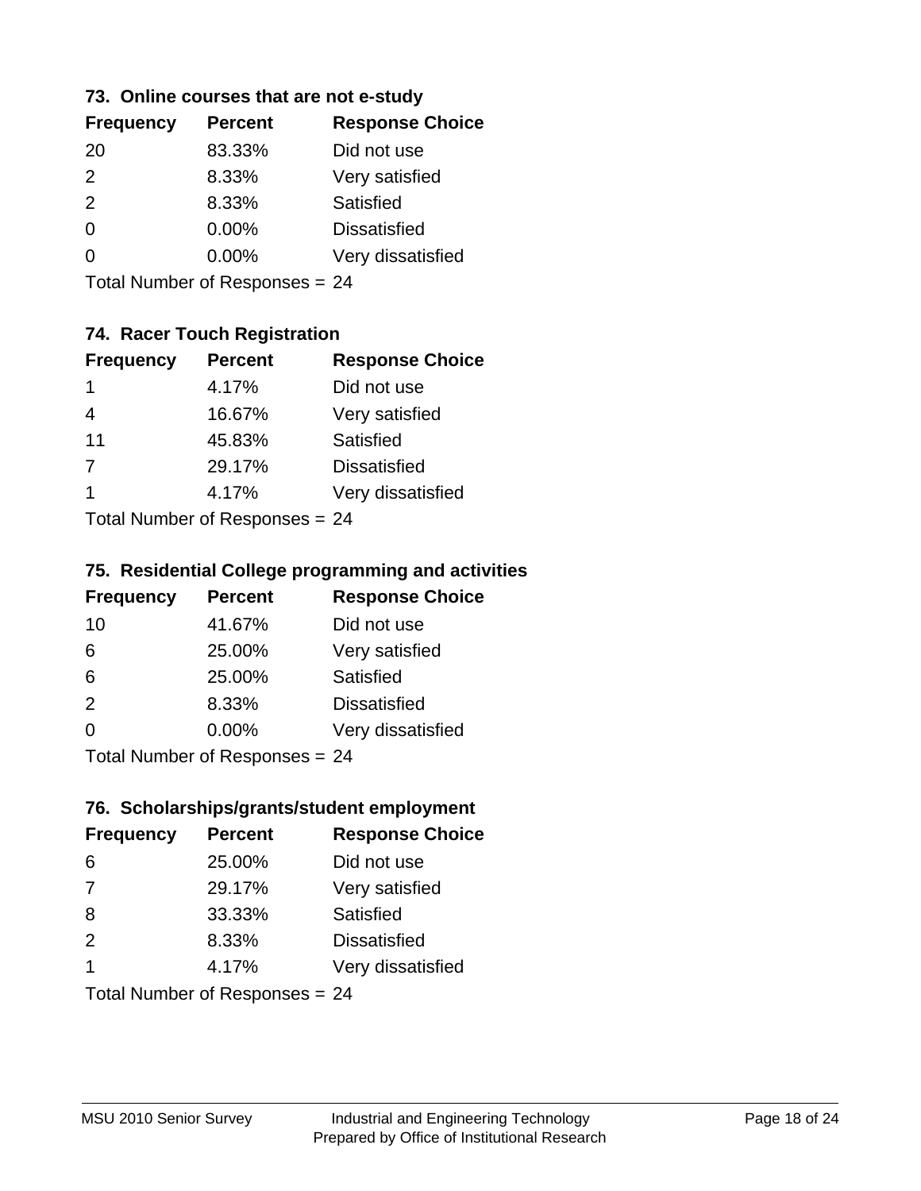### 73. Online courses that are not e-study

| Frequency | Percent | Response Choice |
|---|---|---|
| 20 | 83.33% | Did not use |
| 2 | 8.33% | Very satisfied |
| 2 | 8.33% | Satisfied |
| 0 | 0.00% | Dissatisfied |
| 0 | 0.00% | Very dissatisfied |

Total Number of Responses = 24

### 74. Racer Touch Registration

| Frequency | Percent | Response Choice |
|---|---|---|
| 1 | 4.17% | Did not use |
| 4 | 16.67% | Very satisfied |
| 11 | 45.83% | Satisfied |
| 7 | 29.17% | Dissatisfied |
| 1 | 4.17% | Very dissatisfied |

Total Number of Responses = 24

### 75. Residential College programming and activities

| Frequency | Percent | Response Choice |
|---|---|---|
| 10 | 41.67% | Did not use |
| 6 | 25.00% | Very satisfied |
| 6 | 25.00% | Satisfied |
| 2 | 8.33% | Dissatisfied |
| 0 | 0.00% | Very dissatisfied |

Total Number of Responses = 24

### 76. Scholarships/grants/student employment

| Frequency | Percent | Response Choice |
|---|---|---|
| 6 | 25.00% | Did not use |
| 7 | 29.17% | Very satisfied |
| 8 | 33.33% | Satisfied |
| 2 | 8.33% | Dissatisfied |
| 1 | 4.17% | Very dissatisfied |

Total Number of Responses = 24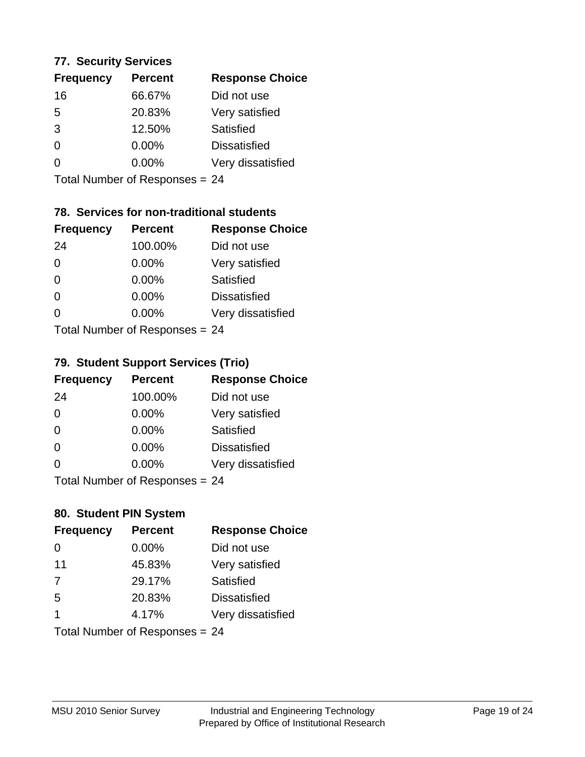### 77. Security Services

| Frequency | Percent | Response Choice |
|---|---|---|
| 16 | 66.67% | Did not use |
| 5 | 20.83% | Very satisfied |
| 3 | 12.50% | Satisfied |
| 0 | 0.00% | Dissatisfied |
| 0 | 0.00% | Very dissatisfied |

Total Number of Responses = 24

### 78. Services for non-traditional students

| Frequency | Percent | Response Choice |
|---|---|---|
| 24 | 100.00% | Did not use |
| 0 | 0.00% | Very satisfied |
| 0 | 0.00% | Satisfied |
| 0 | 0.00% | Dissatisfied |
| 0 | 0.00% | Very dissatisfied |

Total Number of Responses = 24

### 79. Student Support Services (Trio)

| Frequency | Percent | Response Choice |
|---|---|---|
| 24 | 100.00% | Did not use |
| 0 | 0.00% | Very satisfied |
| 0 | 0.00% | Satisfied |
| 0 | 0.00% | Dissatisfied |
| 0 | 0.00% | Very dissatisfied |

Total Number of Responses = 24

### 80. Student PIN System

| Frequency | Percent | Response Choice |
|---|---|---|
| 0 | 0.00% | Did not use |
| 11 | 45.83% | Very satisfied |
| 7 | 29.17% | Satisfied |
| 5 | 20.83% | Dissatisfied |
| 1 | 4.17% | Very dissatisfied |

Total Number of Responses = 24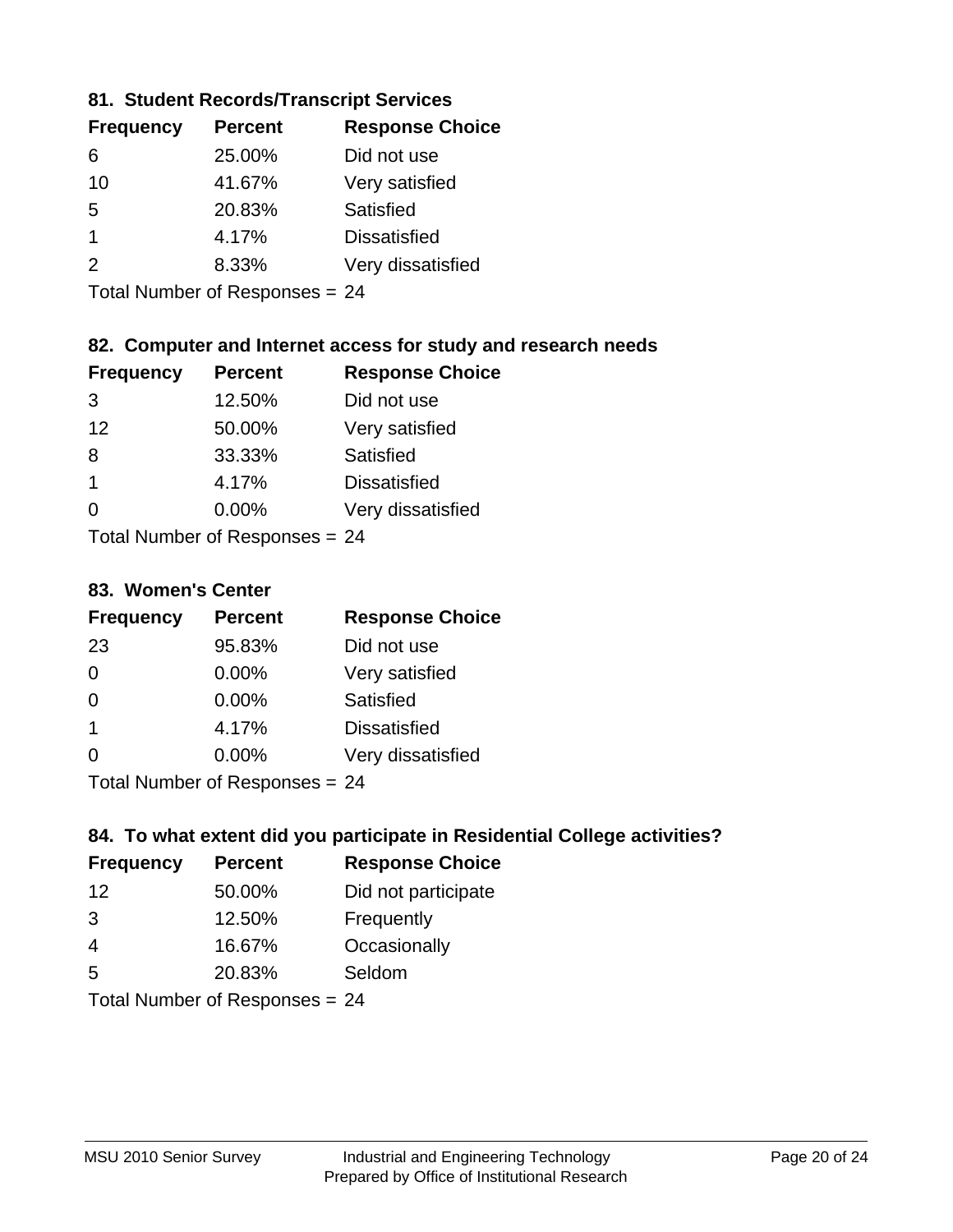### 81. Student Records/Transcript Services

| Frequency | Percent | Response Choice |
|---|---|---|
| 6 | 25.00% | Did not use |
| 10 | 41.67% | Very satisfied |
| 5 | 20.83% | Satisfied |
| 1 | 4.17% | Dissatisfied |
| 2 | 8.33% | Very dissatisfied |

Total Number of Responses = 24

### 82. Computer and Internet access for study and research needs

| Frequency | Percent | Response Choice |
|---|---|---|
| 3 | 12.50% | Did not use |
| 12 | 50.00% | Very satisfied |
| 8 | 33.33% | Satisfied |
| 1 | 4.17% | Dissatisfied |
| 0 | 0.00% | Very dissatisfied |

Total Number of Responses = 24

### 83. Women's Center

| Frequency | Percent | Response Choice |
|---|---|---|
| 23 | 95.83% | Did not use |
| 0 | 0.00% | Very satisfied |
| 0 | 0.00% | Satisfied |
| 1 | 4.17% | Dissatisfied |
| 0 | 0.00% | Very dissatisfied |

Total Number of Responses = 24

### 84. To what extent did you participate in Residential College activities?

| Frequency | Percent | Response Choice |
|---|---|---|
| 12 | 50.00% | Did not participate |
| 3 | 12.50% | Frequently |
| 4 | 16.67% | Occasionally |
| 5 | 20.83% | Seldom |

Total Number of Responses = 24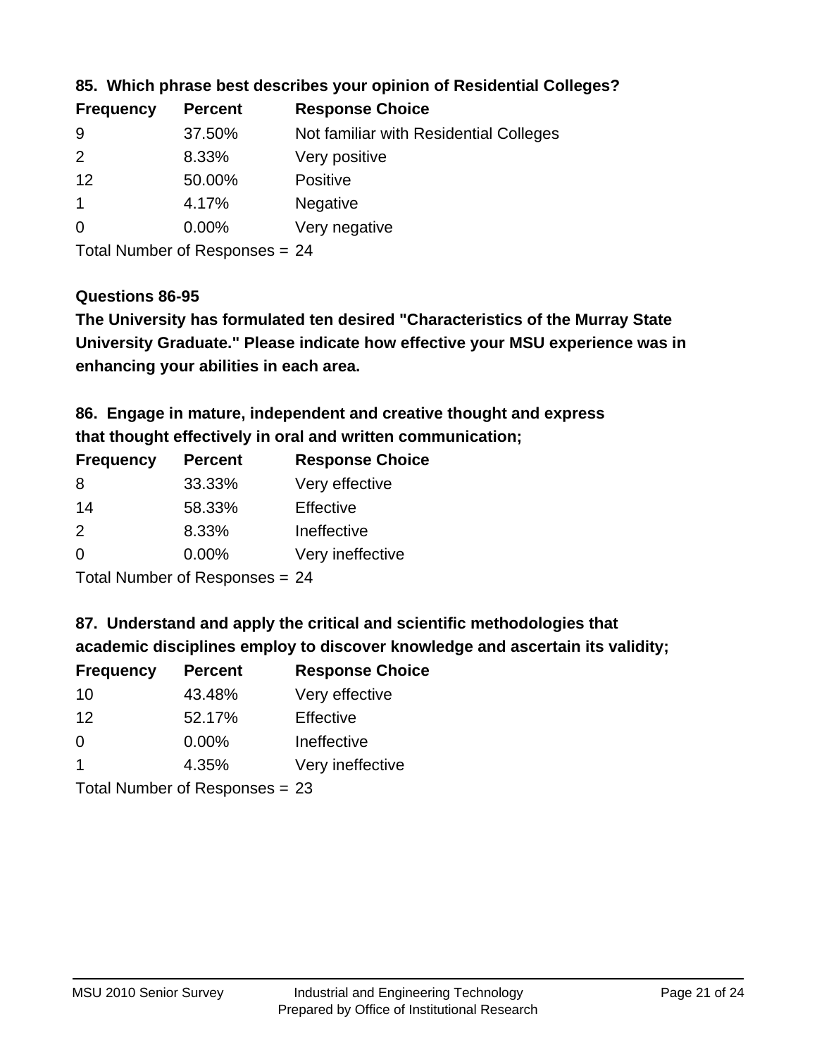**85. Which phrase best describes your opinion of Residential Colleges?**

| Frequency | Percent | Response Choice |
|---|---|---|
| 9 | 37.50% | Not familiar with Residential Colleges |
| 2 | 8.33% | Very positive |
| 12 | 50.00% | Positive |
| 1 | 4.17% | Negative |
| 0 | 0.00% | Very negative |

Total Number of Responses = 24

**Questions 86-95**

**The University has formulated ten desired "Characteristics of the Murray State University Graduate." Please indicate how effective your MSU experience was in enhancing your abilities in each area.**

**86. Engage in mature, independent and creative thought and express that thought effectively in oral and written communication;**

| Frequency | Percent | Response Choice |
|---|---|---|
| 8 | 33.33% | Very effective |
| 14 | 58.33% | Effective |
| 2 | 8.33% | Ineffective |
| 0 | 0.00% | Very ineffective |

Total Number of Responses = 24

**87. Understand and apply the critical and scientific methodologies that academic disciplines employ to discover knowledge and ascertain its validity;**

| Frequency | Percent | Response Choice |
|---|---|---|
| 10 | 43.48% | Very effective |
| 12 | 52.17% | Effective |
| 0 | 0.00% | Ineffective |
| 1 | 4.35% | Very ineffective |

Total Number of Responses = 23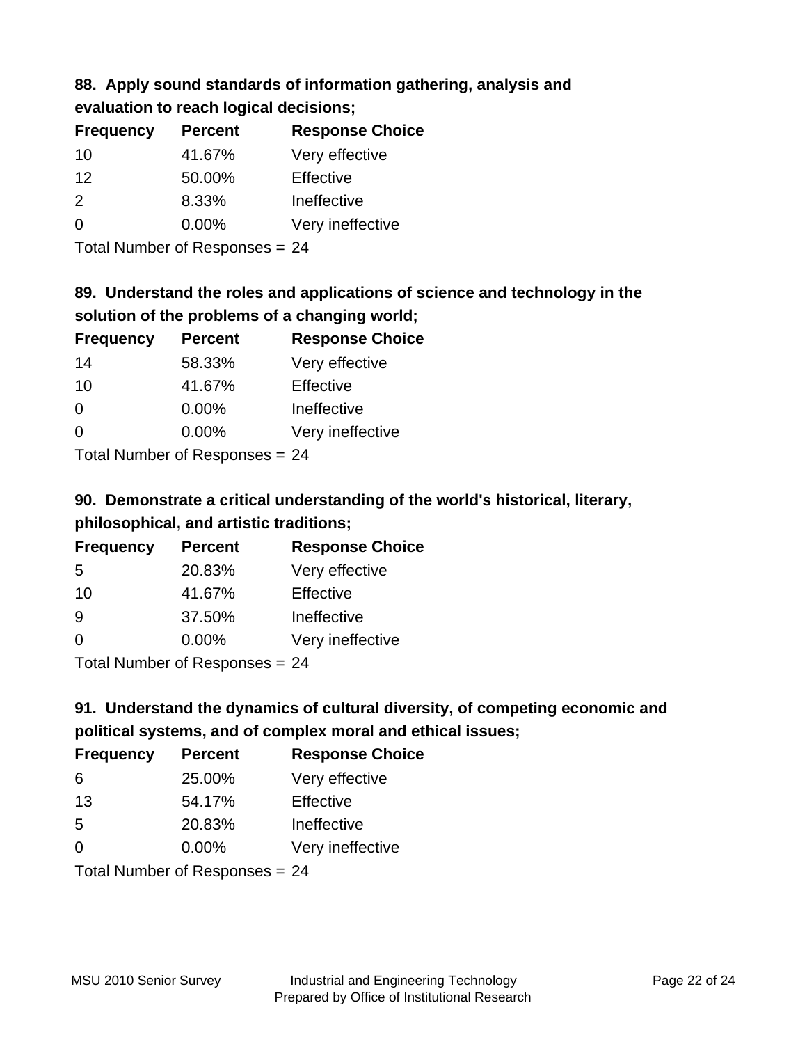**88. Apply sound standards of information gathering, analysis and evaluation to reach logical decisions;**

| Frequency | Percent | Response Choice |
|---|---|---|
| 10 | 41.67% | Very effective |
| 12 | 50.00% | Effective |
| 2 | 8.33% | Ineffective |
| 0 | 0.00% | Very ineffective |

Total Number of Responses = 24

**89. Understand the roles and applications of science and technology in the solution of the problems of a changing world;**

| Frequency | Percent | Response Choice |
|---|---|---|
| 14 | 58.33% | Very effective |
| 10 | 41.67% | Effective |
| 0 | 0.00% | Ineffective |
| 0 | 0.00% | Very ineffective |

Total Number of Responses = 24

**90. Demonstrate a critical understanding of the world's historical, literary, philosophical, and artistic traditions;**

| Frequency | Percent | Response Choice |
|---|---|---|
| 5 | 20.83% | Very effective |
| 10 | 41.67% | Effective |
| 9 | 37.50% | Ineffective |
| 0 | 0.00% | Very ineffective |

Total Number of Responses = 24

**91. Understand the dynamics of cultural diversity, of competing economic and political systems, and of complex moral and ethical issues;**

| Frequency | Percent | Response Choice |
|---|---|---|
| 6 | 25.00% | Very effective |
| 13 | 54.17% | Effective |
| 5 | 20.83% | Ineffective |
| 0 | 0.00% | Very ineffective |

Total Number of Responses = 24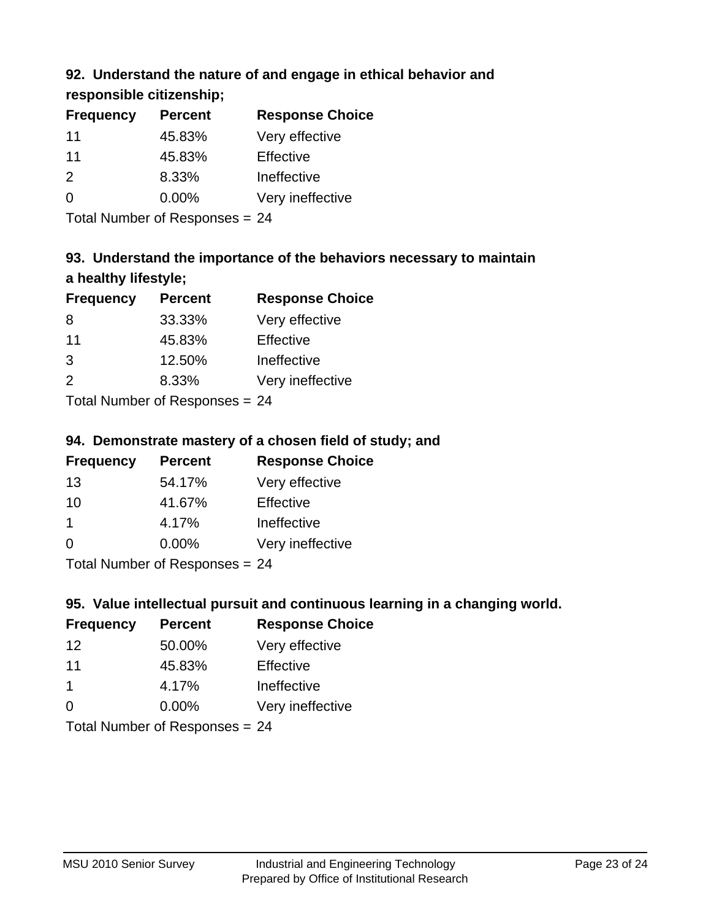### 92. Understand the nature of and engage in ethical behavior and responsible citizenship;

| Frequency | Percent | Response Choice |
|---|---|---|
| 11 | 45.83% | Very effective |
| 11 | 45.83% | Effective |
| 2 | 8.33% | Ineffective |
| 0 | 0.00% | Very ineffective |

Total Number of Responses = 24

### 93. Understand the importance of the behaviors necessary to maintain a healthy lifestyle;

| Frequency | Percent | Response Choice |
|---|---|---|
| 8 | 33.33% | Very effective |
| 11 | 45.83% | Effective |
| 3 | 12.50% | Ineffective |
| 2 | 8.33% | Very ineffective |

Total Number of Responses = 24

### 94. Demonstrate mastery of a chosen field of study; and

| Frequency | Percent | Response Choice |
|---|---|---|
| 13 | 54.17% | Very effective |
| 10 | 41.67% | Effective |
| 1 | 4.17% | Ineffective |
| 0 | 0.00% | Very ineffective |

Total Number of Responses = 24

### 95. Value intellectual pursuit and continuous learning in a changing world.

| Frequency | Percent | Response Choice |
|---|---|---|
| 12 | 50.00% | Very effective |
| 11 | 45.83% | Effective |
| 1 | 4.17% | Ineffective |
| 0 | 0.00% | Very ineffective |

Total Number of Responses = 24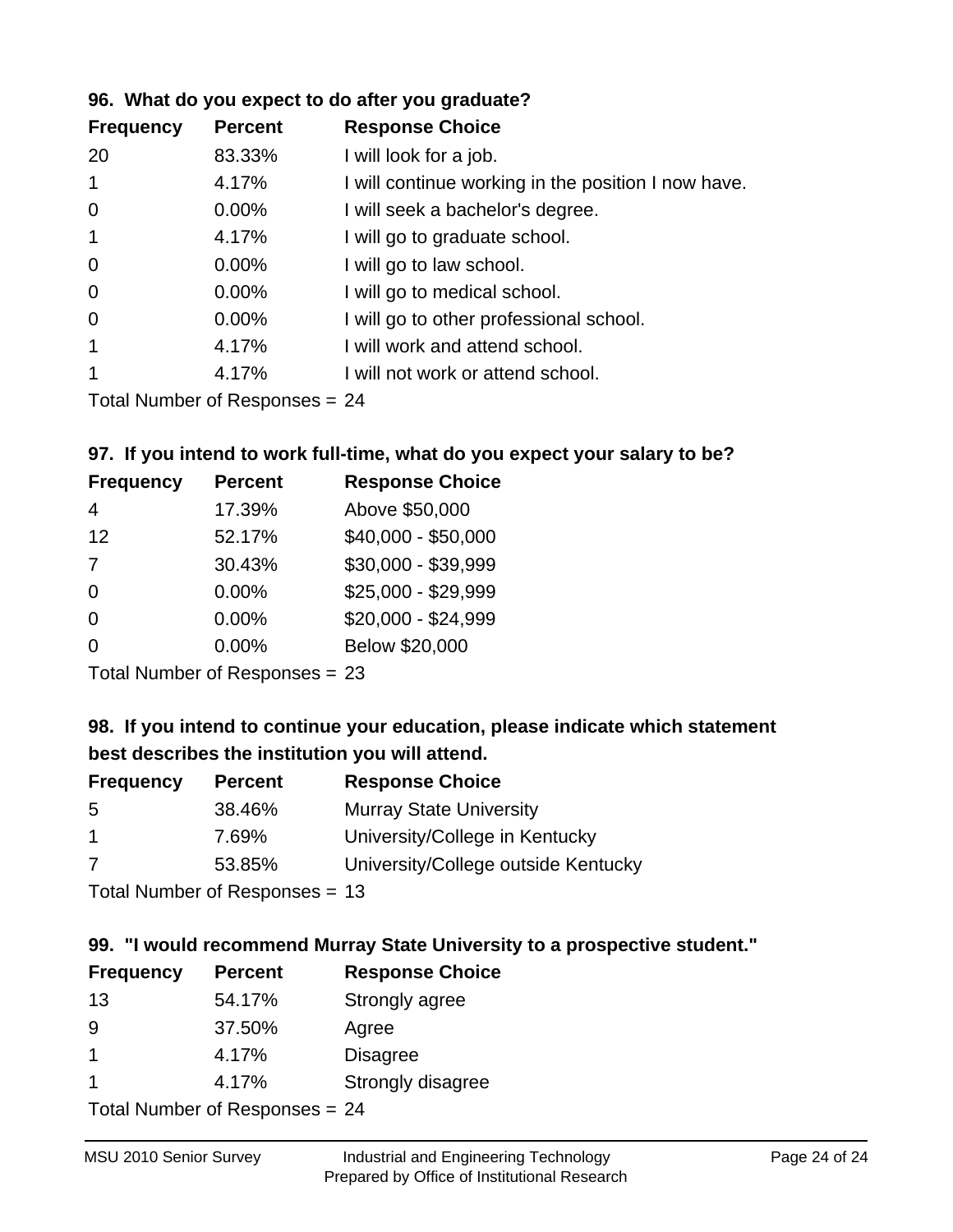### 96. What do you expect to do after you graduate?

| Frequency | Percent | Response Choice |
|---|---|---|
| 20 | 83.33% | I will look for a job. |
| 1 | 4.17% | I will continue working in the position I now have. |
| 0 | 0.00% | I will seek a bachelor's degree. |
| 1 | 4.17% | I will go to graduate school. |
| 0 | 0.00% | I will go to law school. |
| 0 | 0.00% | I will go to medical school. |
| 0 | 0.00% | I will go to other professional school. |
| 1 | 4.17% | I will work and attend school. |
| 1 | 4.17% | I will not work or attend school. |

Total Number of Responses = 24

### 97. If you intend to work full-time, what do you expect your salary to be?

| Frequency | Percent | Response Choice |
|---|---|---|
| 4 | 17.39% | Above $50,000 |
| 12 | 52.17% | $40,000 - $50,000 |
| 7 | 30.43% | $30,000 - $39,999 |
| 0 | 0.00% | $25,000 - $29,999 |
| 0 | 0.00% | $20,000 - $24,999 |
| 0 | 0.00% | Below $20,000 |

Total Number of Responses = 23

### 98. If you intend to continue your education, please indicate which statement best describes the institution you will attend.

| Frequency | Percent | Response Choice |
|---|---|---|
| 5 | 38.46% | Murray State University |
| 1 | 7.69% | University/College in Kentucky |
| 7 | 53.85% | University/College outside Kentucky |

Total Number of Responses = 13

### 99. "I would recommend Murray State University to a prospective student."

| Frequency | Percent | Response Choice |
|---|---|---|
| 13 | 54.17% | Strongly agree |
| 9 | 37.50% | Agree |
| 1 | 4.17% | Disagree |
| 1 | 4.17% | Strongly disagree |

Total Number of Responses = 24